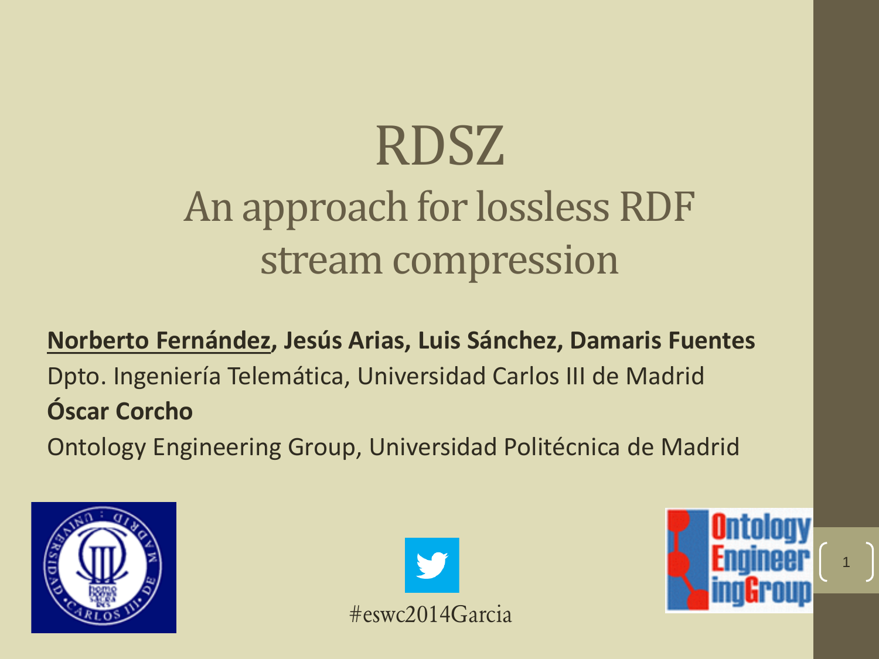# RDSZ

## An approach for lossless RDF stream compression

**<u>Norberto Fernández</u>, Jesús Arias, Luis Sánchez, Damaris Fuentes**

Dpto. Ingeniería Telemática, Universidad Carlos III de Madrid

**Óscar Corcho**

Ontology Engineering Group, Universidad Politécnica de Madrid

#eswc2014Garcia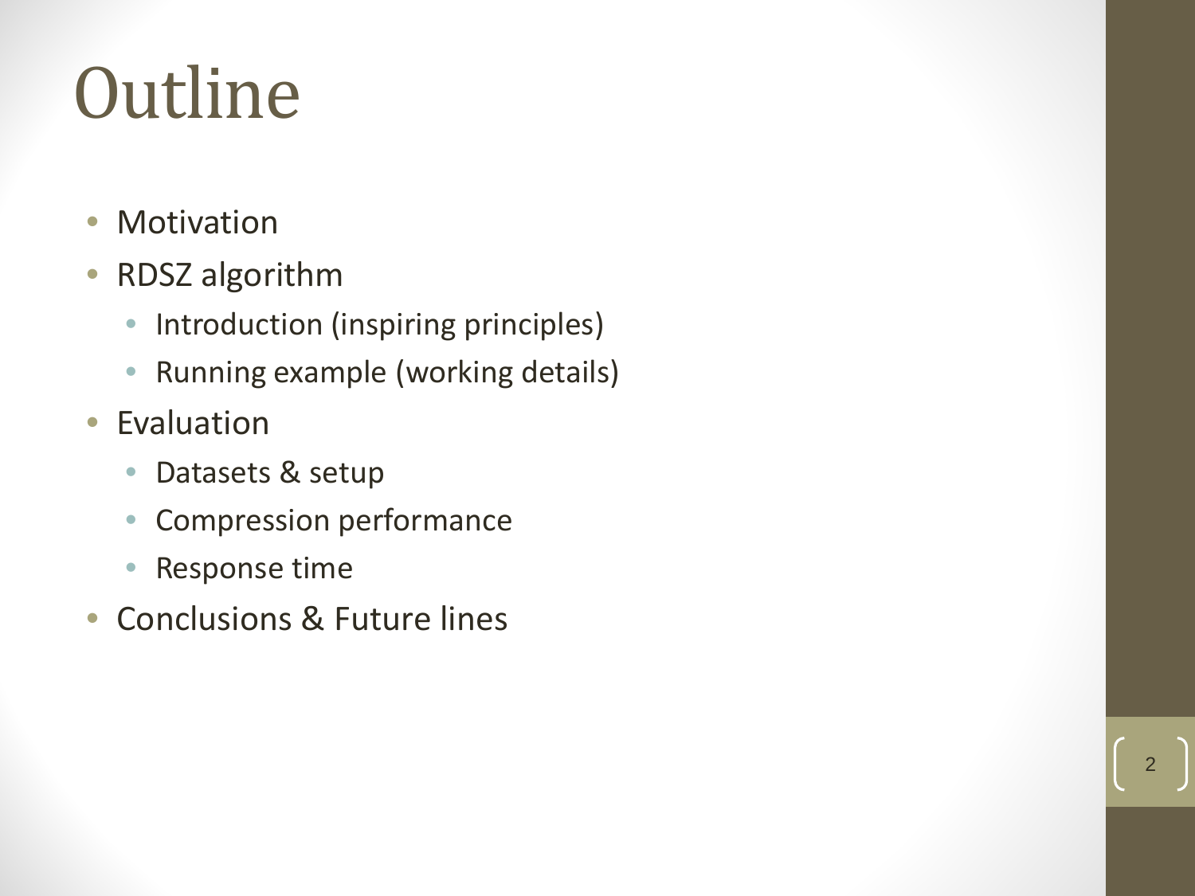# Outline

- Motivation
- RDSZ algorithm
  - Introduction (inspiring principles)
  - Running example (working details)
- Evaluation
  - Datasets & setup
  - Compression performance
  - Response time
- Conclusions & Future lines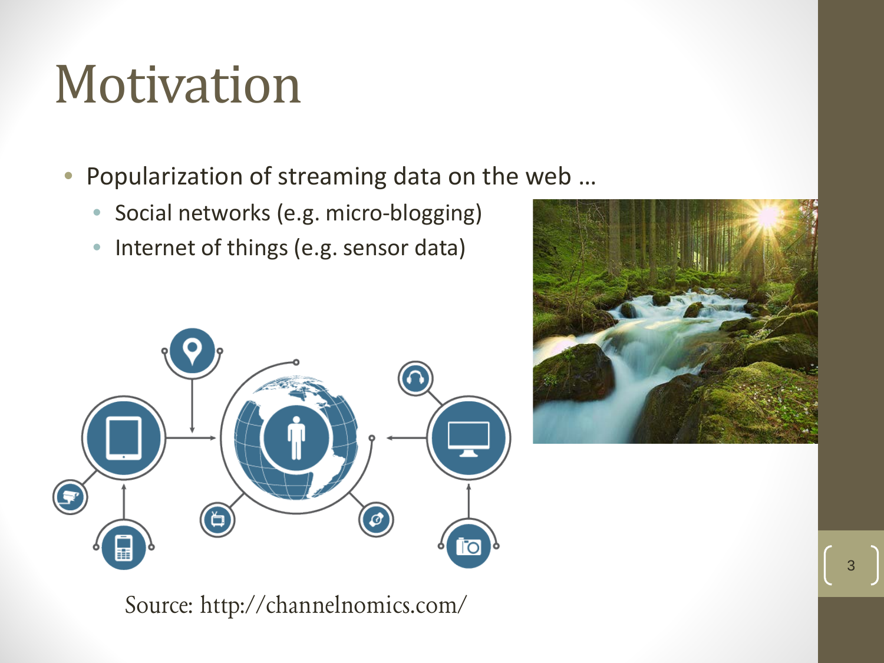# Motivation

- Popularization of streaming data on the web …
  - Social networks (e.g. micro-blogging)
  - Internet of things (e.g. sensor data)

Source: http://channelnomics.com/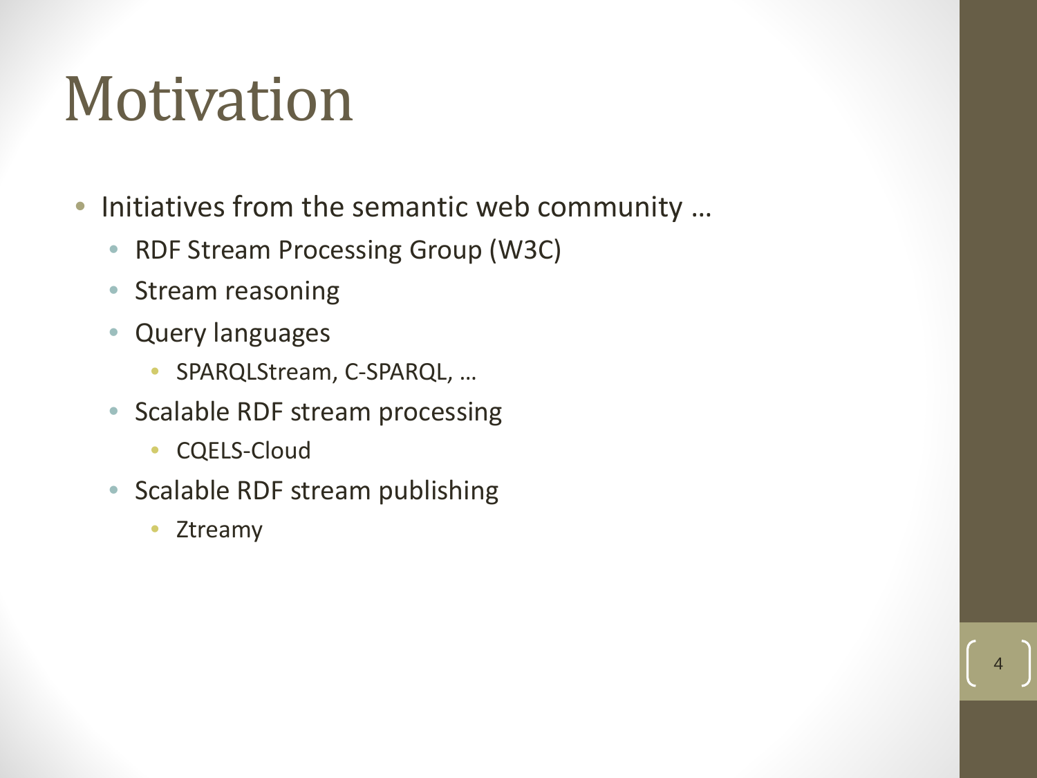# Motivation

- Initiatives from the semantic web community …
  - RDF Stream Processing Group (W3C)
  - Stream reasoning
  - Query languages
    - SPARQLStream, C-SPARQL, …
  - Scalable RDF stream processing
    - CQELS-Cloud
  - Scalable RDF stream publishing
    - Ztreamy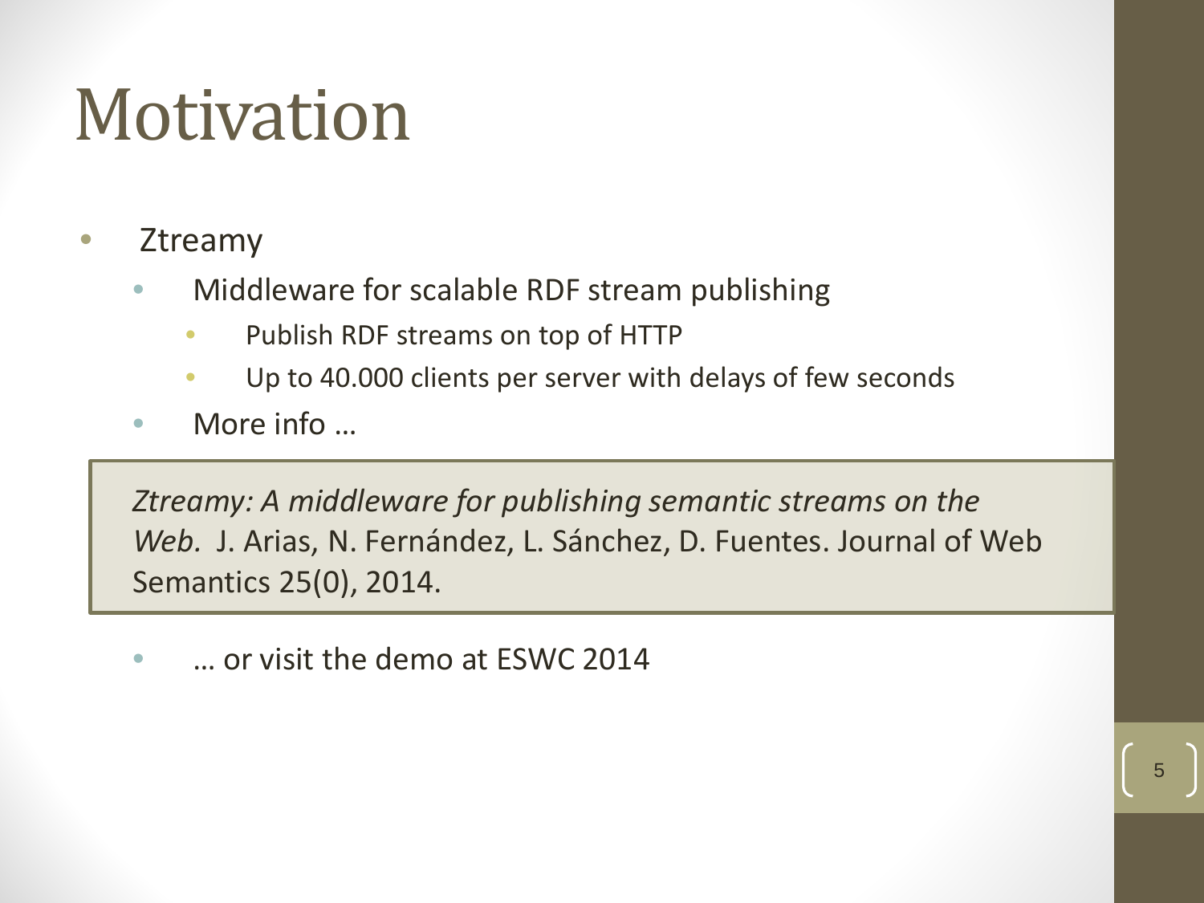# Motivation

- Ztreamy
  - Middleware for scalable RDF stream publishing
    - Publish RDF streams on top of HTTP
    - Up to 40.000 clients per server with delays of few seconds
  - More info …

> *Ztreamy: A middleware for publishing semantic streams on the Web.* J. Arias, N. Fernández, L. Sánchez, D. Fuentes. Journal of Web Semantics 25(0), 2014.

  - … or visit the demo at ESWC 2014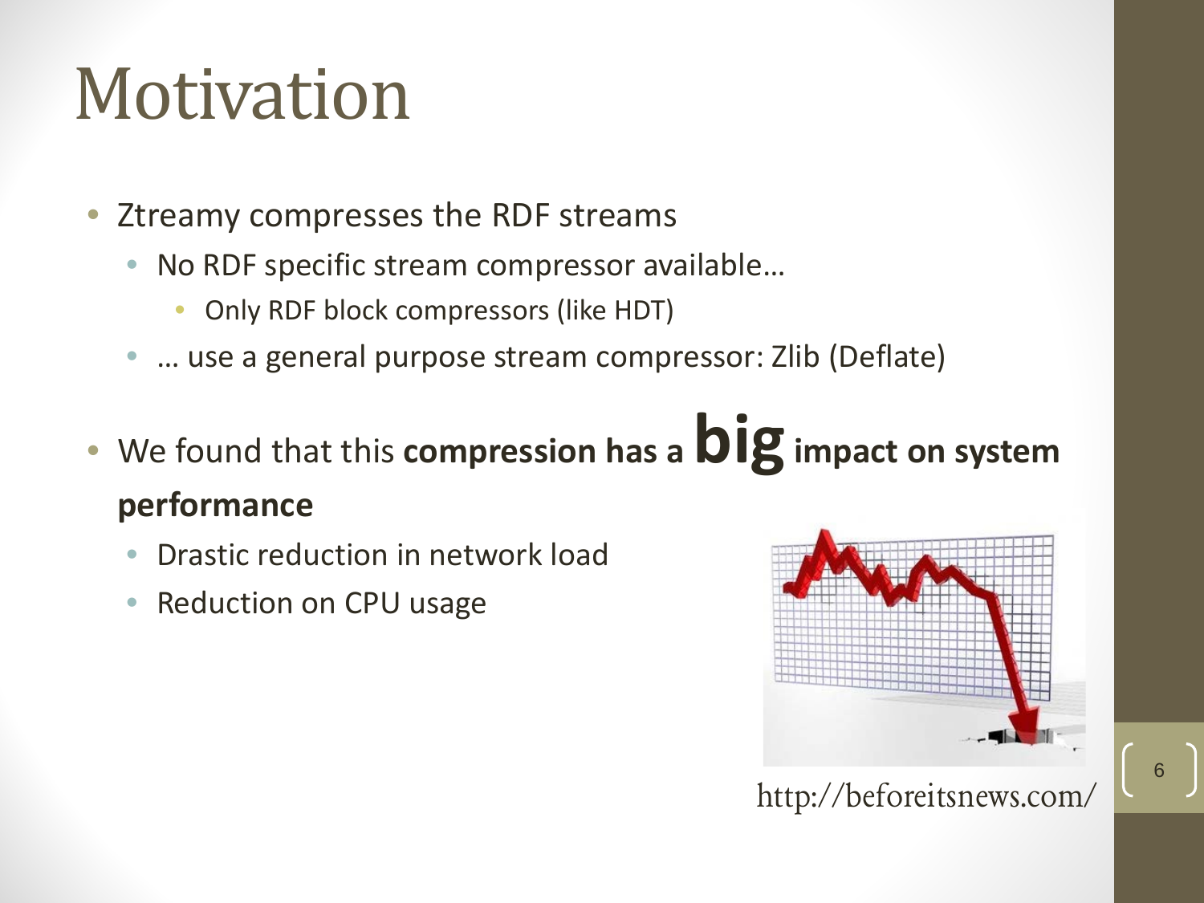# Motivation

- Ztreamy compresses the RDF streams
  - No RDF specific stream compressor available…
    - Only RDF block compressors (like HDT)
  - … use a general purpose stream compressor: Zlib (Deflate)
- We found that this **compression has a big impact on system performance**
  - Drastic reduction in network load
  - Reduction on CPU usage

http://beforeitsnews.com/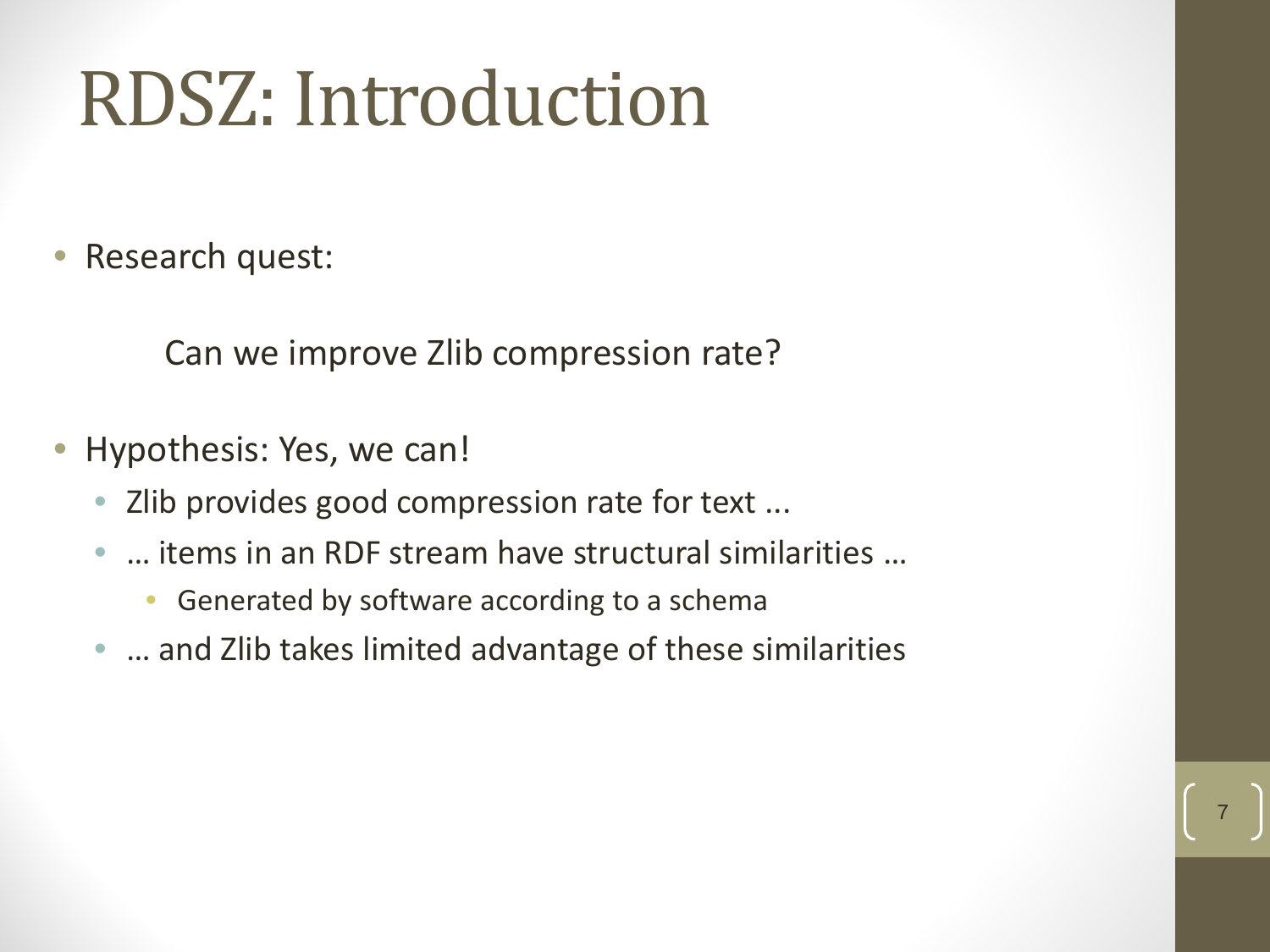# RDSZ: Introduction

- Research quest:

  Can we improve Zlib compression rate?

- Hypothesis: Yes, we can!
  - Zlib provides good compression rate for text ...
  - … items in an RDF stream have structural similarities …
    - Generated by software according to a schema
  - … and Zlib takes limited advantage of these similarities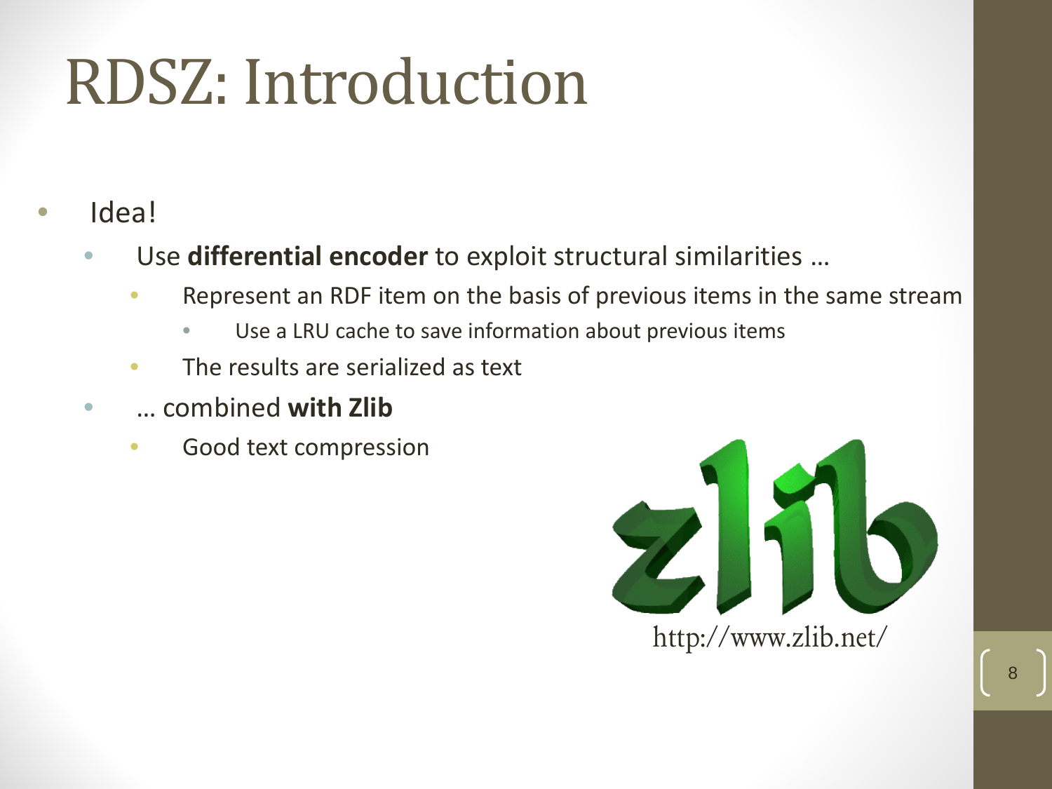# RDSZ: Introduction

- Idea!
  - Use **differential encoder** to exploit structural similarities …
    - Represent an RDF item on the basis of previous items in the same stream
      - Use a LRU cache to save information about previous items
    - The results are serialized as text
  - … combined **with Zlib**
    - Good text compression

http://www.zlib.net/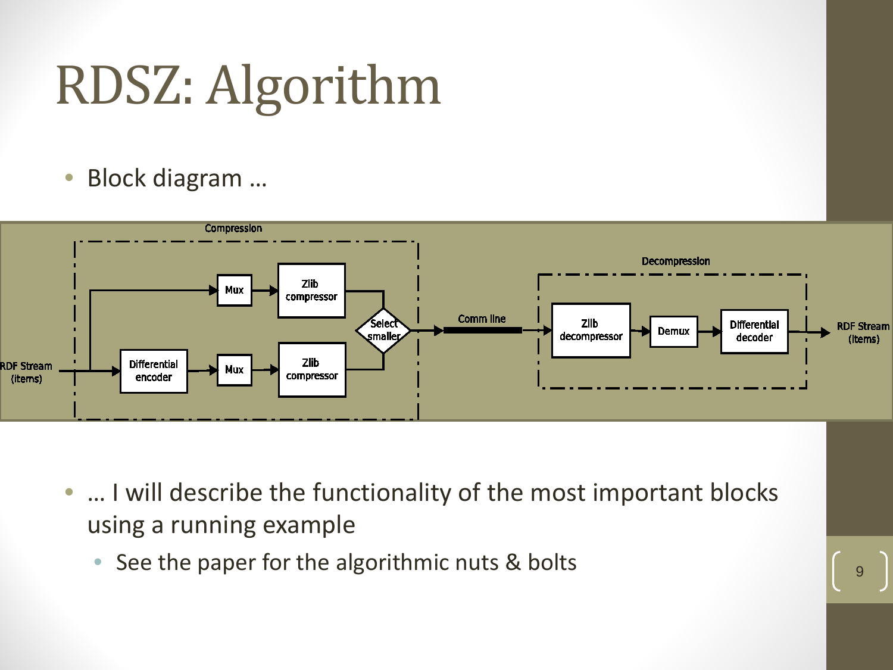# RDSZ: Algorithm

- Block diagram …

Compression

Mux

Zlib compressor

Select smaller

Differential encoder

Mux

Zlib compressor

RDF Stream (items)

Comm line

Decompression

Zlib decompressor

Demux

Differential decoder

RDF Stream (items)

- … I will describe the functionality of the most important blocks using a running example
  - See the paper for the algorithmic nuts & bolts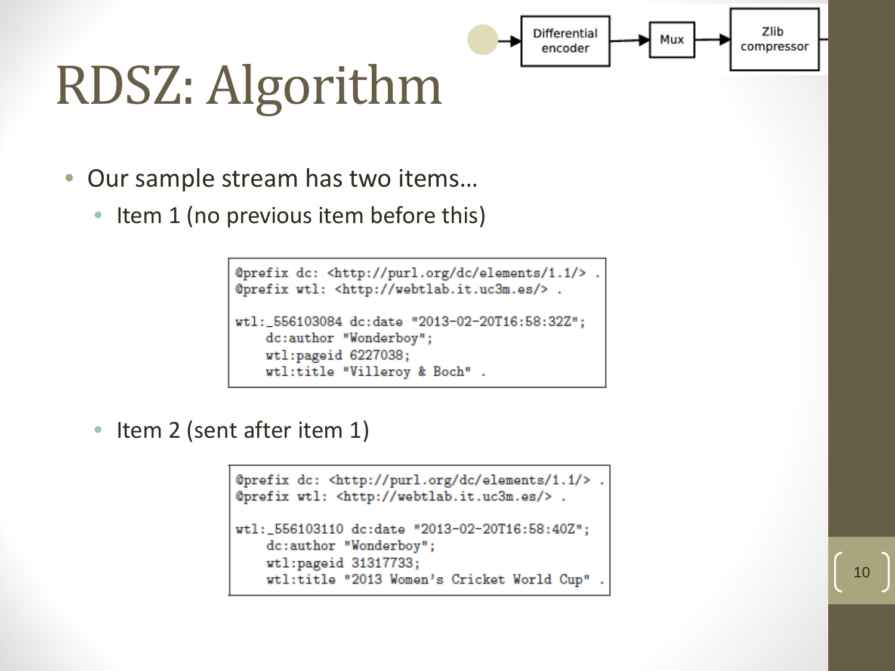Differential encoder → Mux → Zlib compressor

# RDSZ: Algorithm

- Our sample stream has two items…
  - Item 1 (no previous item before this)

```
@prefix dc: <http://purl.org/dc/elements/1.1/> .
@prefix wtl: <http://webtlab.it.uc3m.es/> .

wtl:_556103084 dc:date "2013-02-20T16:58:32Z";
    dc:author "Wonderboy";
    wtl:pageid 6227038;
    wtl:title "Villeroy & Boch" .
```

  - Item 2 (sent after item 1)

```
@prefix dc: <http://purl.org/dc/elements/1.1/> .
@prefix wtl: <http://webtlab.it.uc3m.es/> .

wtl:_556103110 dc:date "2013-02-20T16:58:40Z";
    dc:author "Wonderboy";
    wtl:pageid 31317733;
    wtl:title "2013 Women's Cricket World Cup" .
```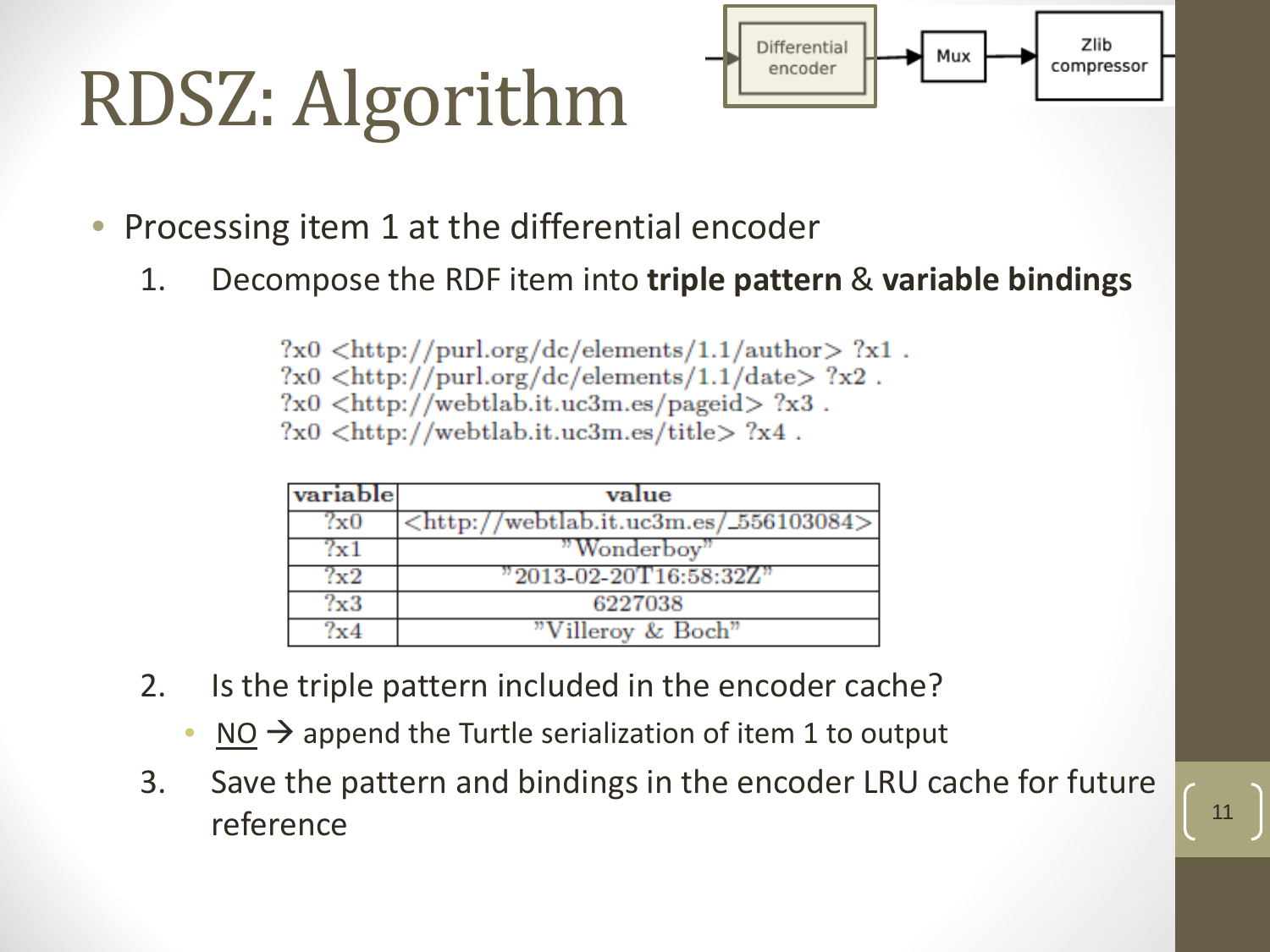# RDSZ: Algorithm

Differential encoder → Mux → Zlib compressor

- Processing item 1 at the differential encoder
  1. Decompose the RDF item into **triple pattern** & **variable bindings**

```
?x0 <http://purl.org/dc/elements/1.1/author> ?x1 .
?x0 <http://purl.org/dc/elements/1.1/date> ?x2 .
?x0 <http://webtlab.it.uc3m.es/pageid> ?x3 .
?x0 <http://webtlab.it.uc3m.es/title> ?x4 .
```

| variable | value |
|---|---|
| ?x0 | <http://webtlab.it.uc3m.es/_556103084> |
| ?x1 | "Wonderboy" |
| ?x2 | "2013-02-20T16:58:32Z" |
| ?x3 | 6227038 |
| ?x4 | "Villeroy & Boch" |

  2. Is the triple pattern included in the encoder cache?
     - NO → append the Turtle serialization of item 1 to output
  3. Save the pattern and bindings in the encoder LRU cache for future reference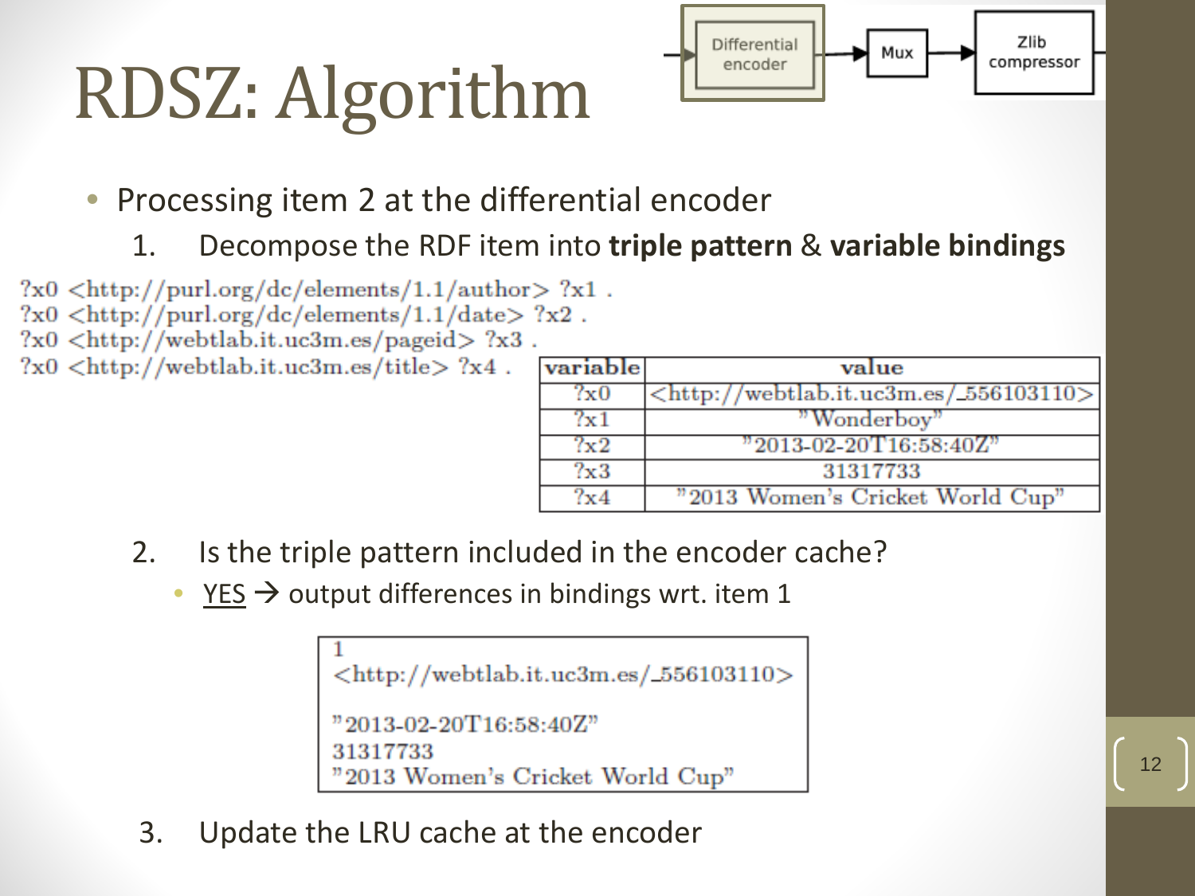# RDSZ: Algorithm

Differential encoder → Mux → Zlib compressor

- Processing item 2 at the differential encoder
  1. Decompose the RDF item into **triple pattern** & **variable bindings**

```
?x0 <http://purl.org/dc/elements/1.1/author> ?x1 .
?x0 <http://purl.org/dc/elements/1.1/date> ?x2 .
?x0 <http://webtlab.it.uc3m.es/pageid> ?x3 .
?x0 <http://webtlab.it.uc3m.es/title> ?x4 .
```

| variable | value |
|---|---|
| ?x0 | <http://webtlab.it.uc3m.es/_556103110> |
| ?x1 | "Wonderboy" |
| ?x2 | "2013-02-20T16:58:40Z" |
| ?x3 | 31317733 |
| ?x4 | "2013 Women's Cricket World Cup" |

  2. Is the triple pattern included in the encoder cache?
     - YES → output differences in bindings wrt. item 1

```
1
<http://webtlab.it.uc3m.es/_556103110>

"2013-02-20T16:58:40Z"
31317733
"2013 Women's Cricket World Cup"
```

  3. Update the LRU cache at the encoder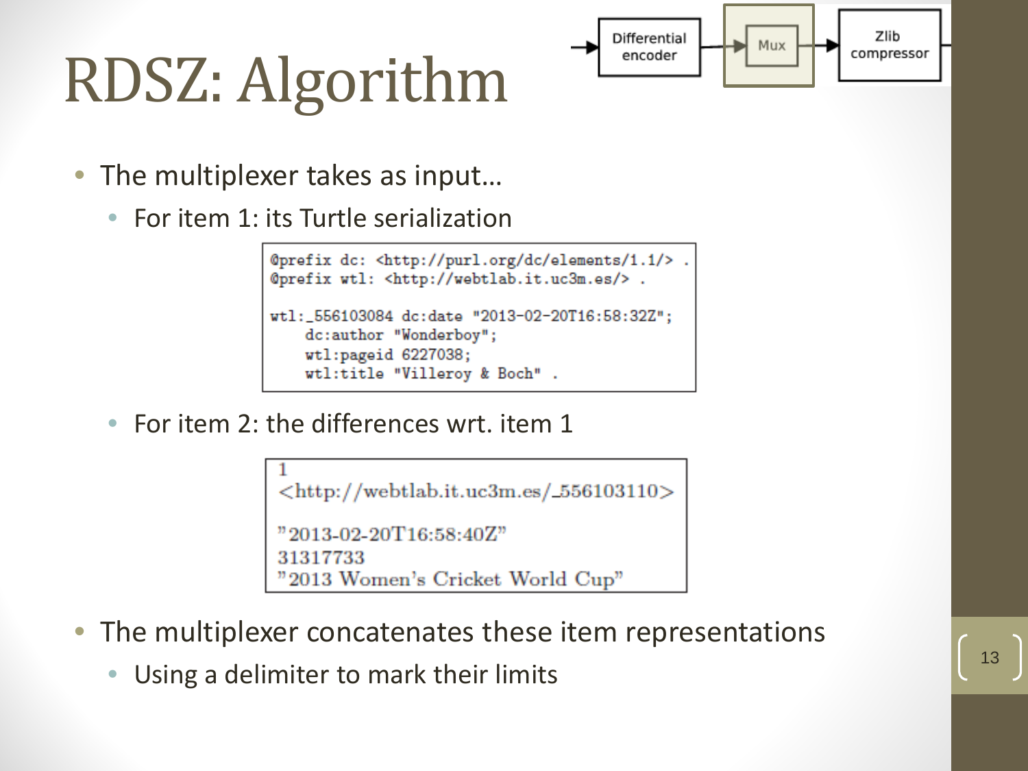# RDSZ: Algorithm

Differential encoder → Mux → Zlib compressor

- The multiplexer takes as input…
  - For item 1: its Turtle serialization

```
@prefix dc: <http://purl.org/dc/elements/1.1/> .
@prefix wtl: <http://webtlab.it.uc3m.es/> .

wtl:_556103084 dc:date "2013-02-20T16:58:32Z";
    dc:author "Wonderboy";
    wtl:pageid 6227038;
    wtl:title "Villeroy & Boch" .
```

  - For item 2: the differences wrt. item 1

```
1
<http://webtlab.it.uc3m.es/_556103110>

"2013-02-20T16:58:40Z"
31317733
"2013 Women's Cricket World Cup"
```

- The multiplexer concatenates these item representations
  - Using a delimiter to mark their limits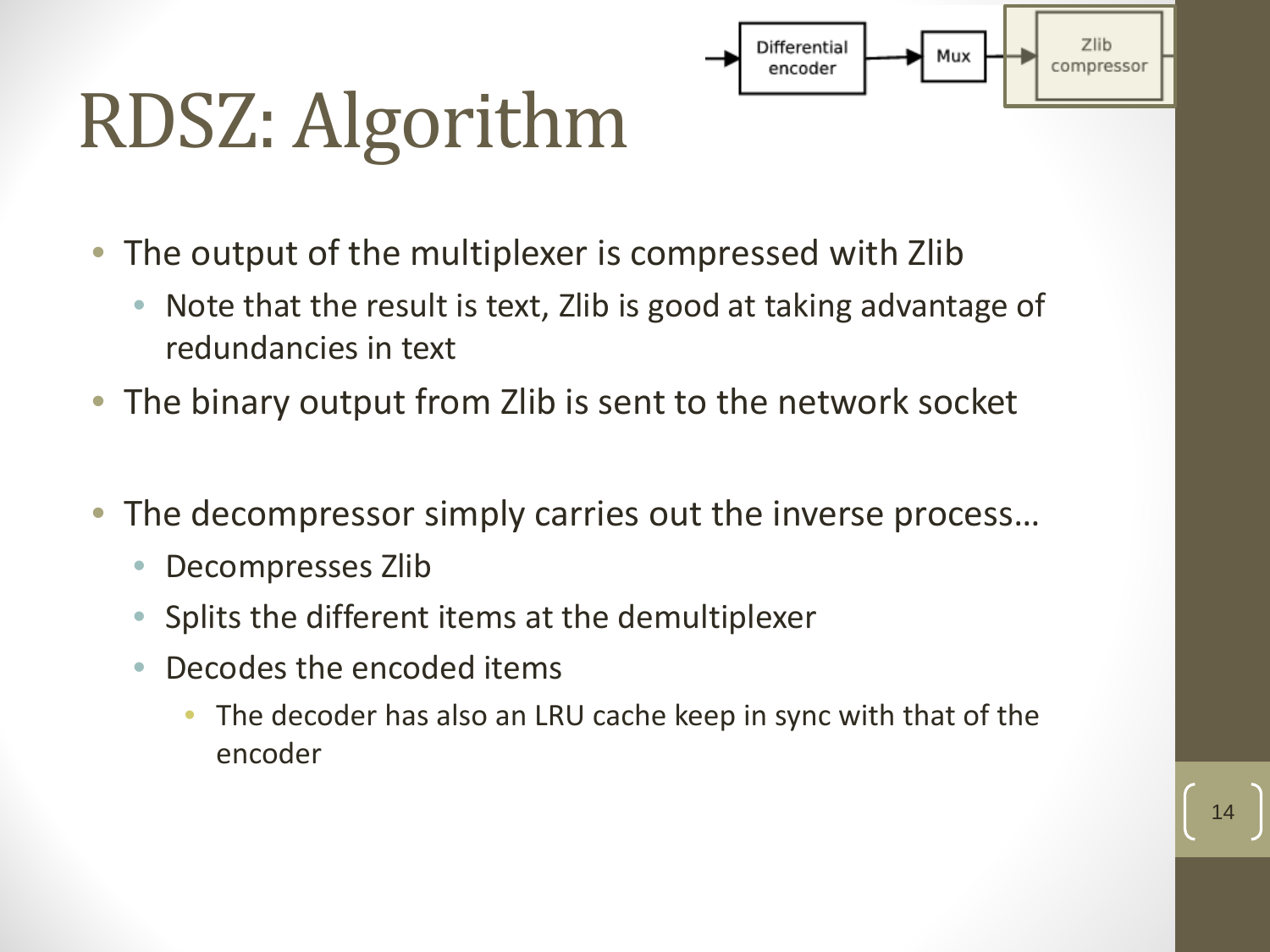# RDSZ: Algorithm

Differential encoder

Mux

Zlib compressor

- The output of the multiplexer is compressed with Zlib
  - Note that the result is text, Zlib is good at taking advantage of redundancies in text
- The binary output from Zlib is sent to the network socket

- The decompressor simply carries out the inverse process…
  - Decompresses Zlib
  - Splits the different items at the demultiplexer
  - Decodes the encoded items
    - The decoder has also an LRU cache keep in sync with that of the encoder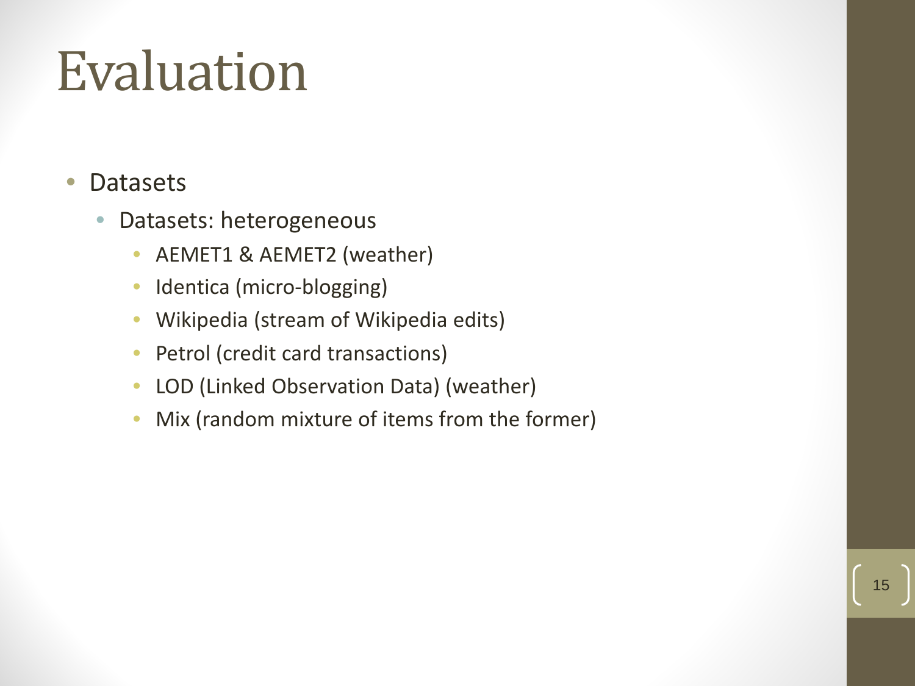# Evaluation

- Datasets
  - Datasets: heterogeneous
    - AEMET1 & AEMET2 (weather)
    - Identica (micro-blogging)
    - Wikipedia (stream of Wikipedia edits)
    - Petrol (credit card transactions)
    - LOD (Linked Observation Data) (weather)
    - Mix (random mixture of items from the former)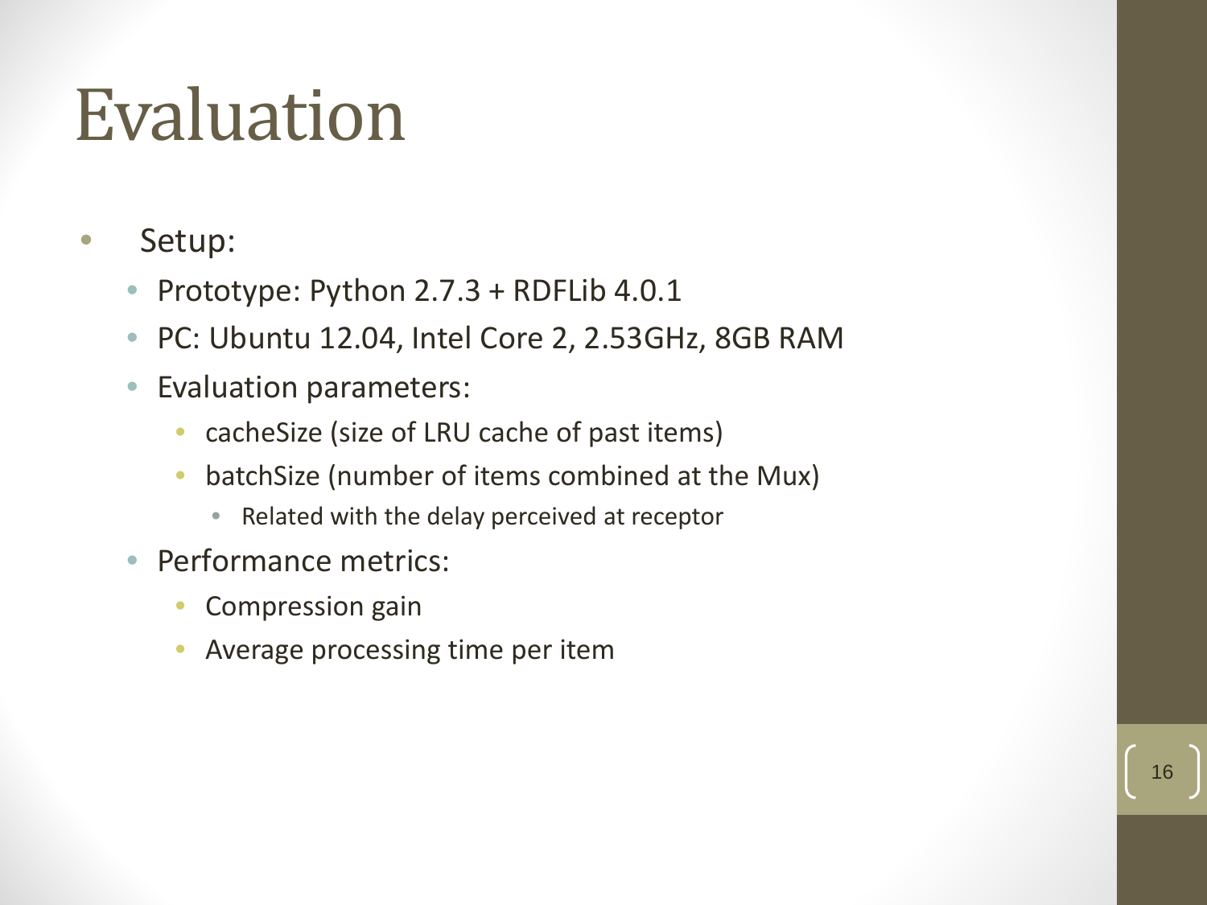# Evaluation

- Setup:
  - Prototype: Python 2.7.3 + RDFLib 4.0.1
  - PC: Ubuntu 12.04, Intel Core 2, 2.53GHz, 8GB RAM
  - Evaluation parameters:
    - cacheSize (size of LRU cache of past items)
    - batchSize (number of items combined at the Mux)
      - Related with the delay perceived at receptor
  - Performance metrics:
    - Compression gain
    - Average processing time per item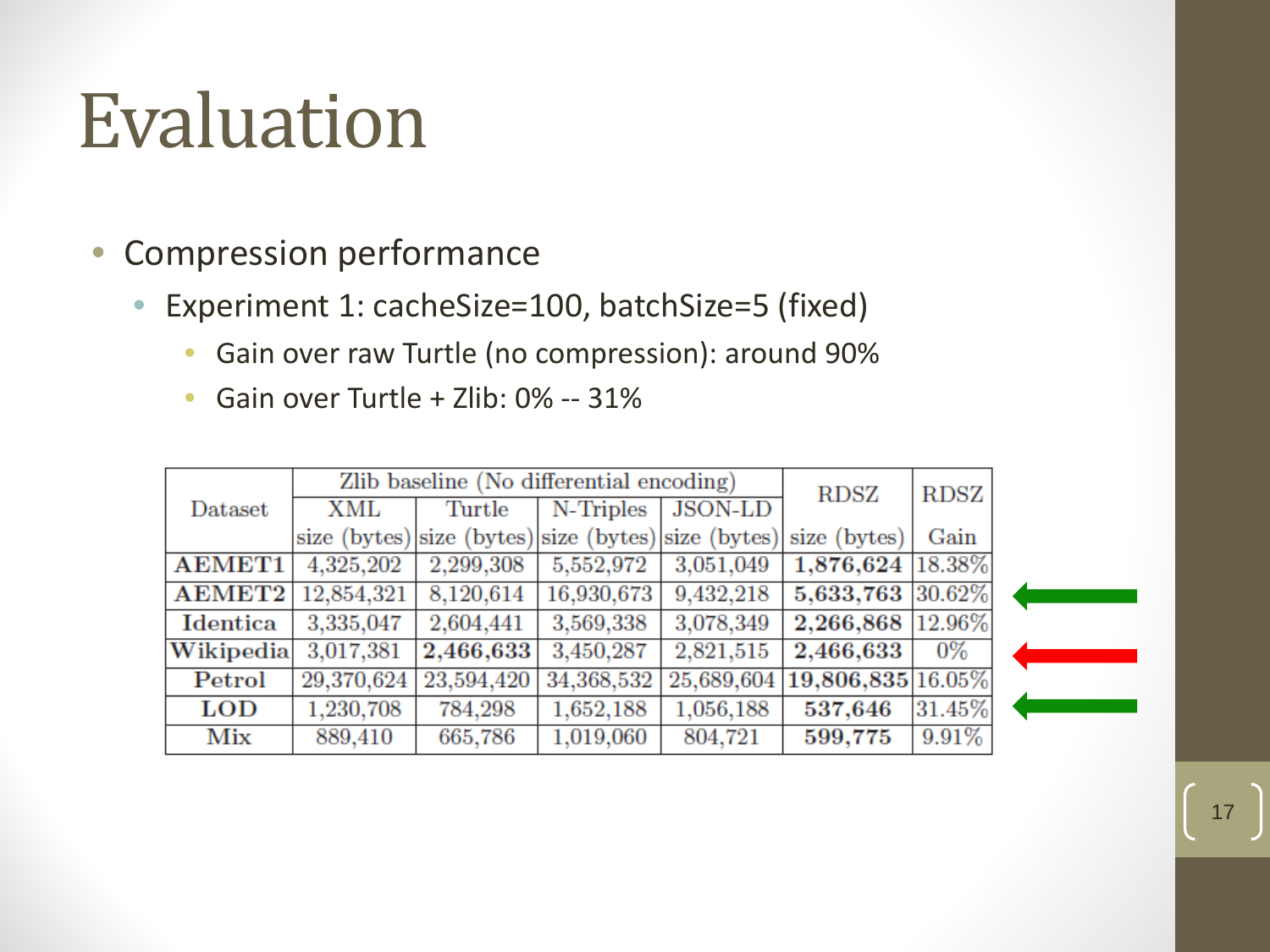# Evaluation

- Compression performance
  - Experiment 1: cacheSize=100, batchSize=5 (fixed)
    - Gain over raw Turtle (no compression): around 90%
    - Gain over Turtle + Zlib: 0% -- 31%

| Dataset | Zlib baseline (No differential encoding) | | | | RDSZ | RDSZ |
|---|---|---|---|---|---|---|
| | XML size (bytes) | Turtle size (bytes) | N-Triples size (bytes) | JSON-LD size (bytes) | size (bytes) | Gain |
| **AEMET1** | 4,325,202 | 2,299,308 | 5,552,972 | 3,051,049 | **1,876,624** | 18.38% |
| **AEMET2** | 12,854,321 | 8,120,614 | 16,930,673 | 9,432,218 | **5,633,763** | 30.62% |
| **Identica** | 3,335,047 | 2,604,441 | 3,569,338 | 3,078,349 | **2,266,868** | 12.96% |
| **Wikipedia** | 3,017,381 | **2,466,633** | 3,450,287 | 2,821,515 | **2,466,633** | 0% |
| **Petrol** | 29,370,624 | 23,594,420 | 34,368,532 | 25,689,604 | **19,806,835** | 16.05% |
| **LOD** | 1,230,708 | 784,298 | 1,652,188 | 1,056,188 | **537,646** | 31.45% |
| **Mix** | 889,410 | 665,786 | 1,019,060 | 804,721 | **599,775** | 9.91% |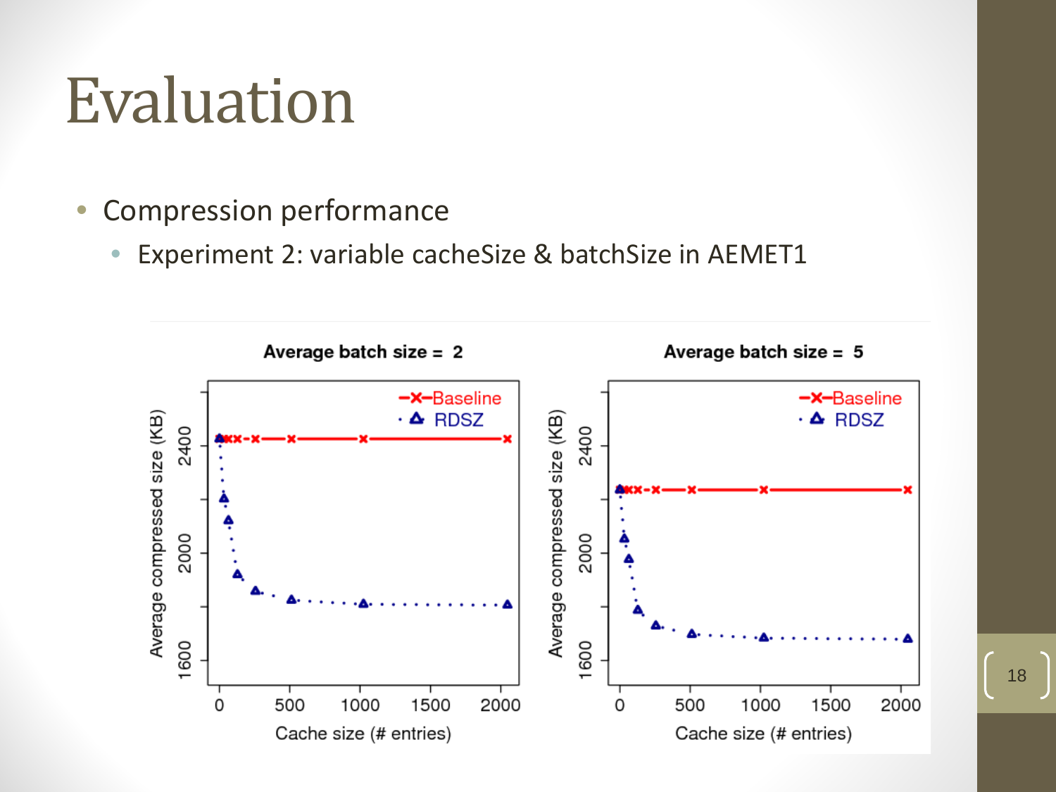# Evaluation

- Compression performance
  - Experiment 2: variable cacheSize & batchSize in AEMET1

Average batch size = 2

Baseline
RDSZ

Average compressed size (KB)

1600
2000
2400

0
500
1000
1500
2000

Cache size (# entries)

Average batch size = 5

Baseline
RDSZ

Average compressed size (KB)

1600
2000
2400

0
500
1000
1500
2000

Cache size (# entries)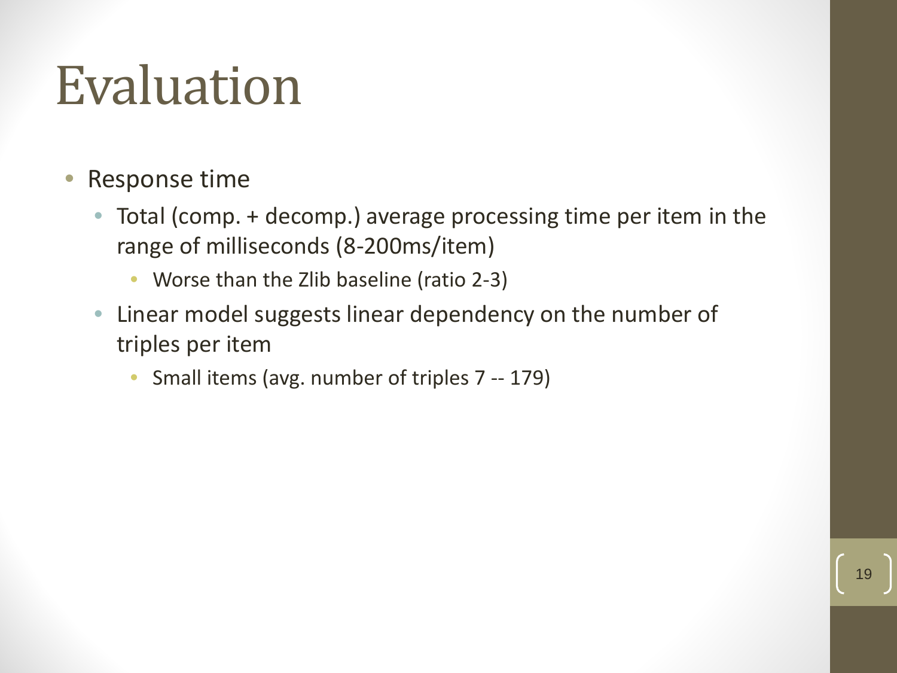# Evaluation

- Response time
  - Total (comp. + decomp.) average processing time per item in the range of milliseconds (8-200ms/item)
    - Worse than the Zlib baseline (ratio 2-3)
  - Linear model suggests linear dependency on the number of triples per item
    - Small items (avg. number of triples 7 -- 179)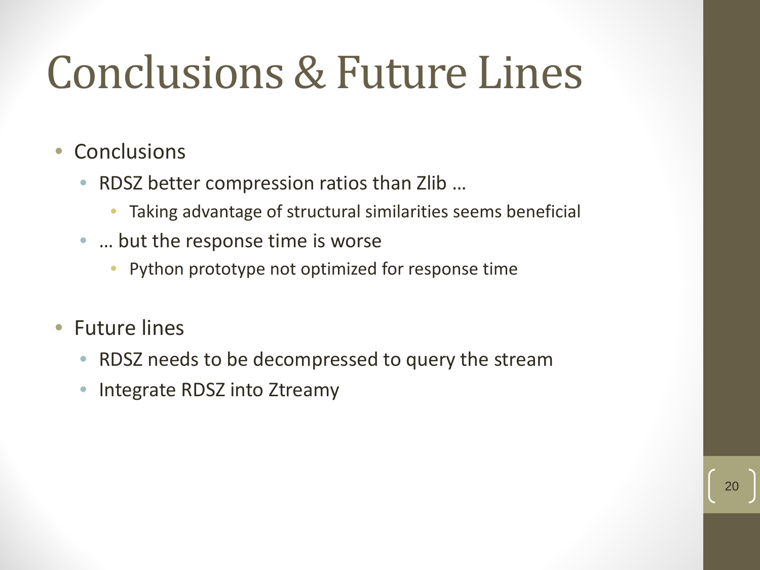# Conclusions & Future Lines

- Conclusions
  - RDSZ better compression ratios than Zlib …
    - Taking advantage of structural similarities seems beneficial
  - … but the response time is worse
    - Python prototype not optimized for response time
- Future lines
  - RDSZ needs to be decompressed to query the stream
  - Integrate RDSZ into Ztreamy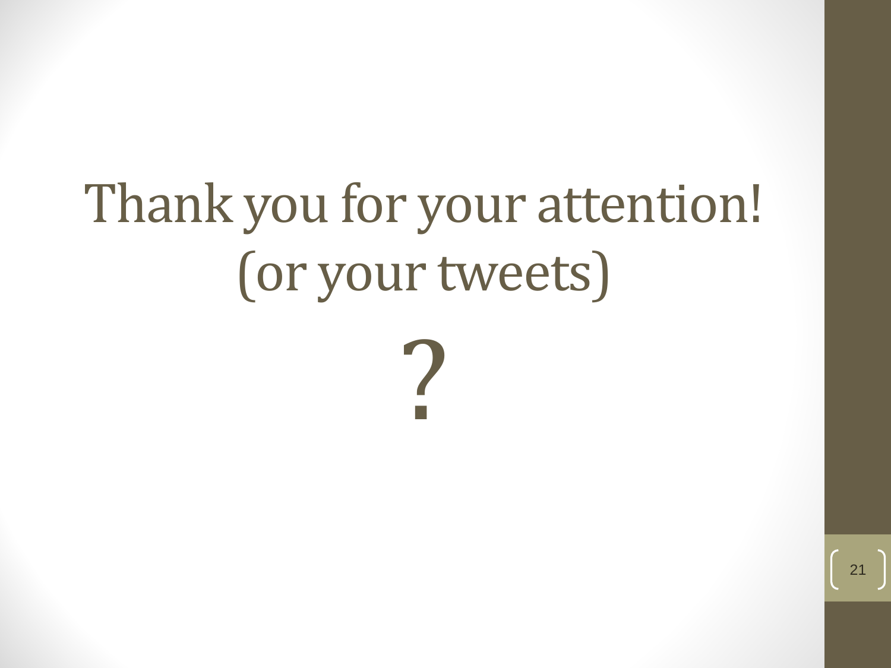# Thank you for your attention!
# (or your tweets)

# ?